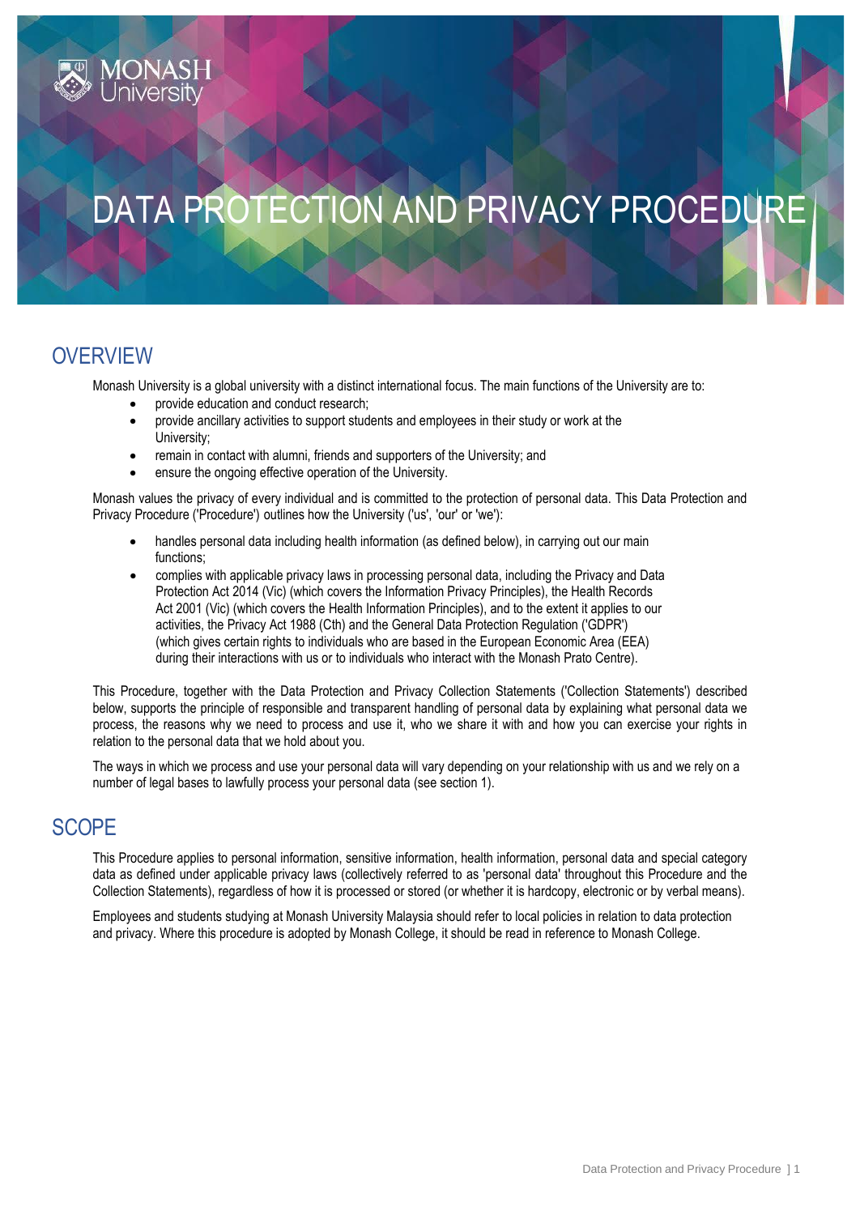# DATA PROTECTION AND PRIVACY PROCEDURE

## OVERVIEW

Monash University is a global university with a distinct international focus. The main functions of the University are to:

- provide education and conduct research;
- provide ancillary activities to support students and employees in their study or work at the University;
- remain in contact with alumni, friends and supporters of the University; and
- ensure the ongoing effective operation of the University.

Monash values the privacy of every individual and is committed to the protection of personal data. This Data Protection and Privacy Procedure ('Procedure') outlines how the University ('us', 'our' or 'we'):

- handles personal data including health information (as defined below), in carrying out our main functions;
- complies with applicable privacy laws in processing personal data, including the Privacy and Data Protection Act 2014 (Vic) (which covers the Information Privacy Principles), the Health Records Act 2001 (Vic) (which covers the Health Information Principles), and to the extent it applies to our activities, the Privacy Act 1988 (Cth) and the General Data Protection Regulation ('GDPR') (which gives certain rights to individuals who are based in the European Economic Area (EEA) during their interactions with us or to individuals who interact with the Monash Prato Centre).

This Procedure, together with the Data Protection and Privacy Collection Statements ('Collection Statements') described below, supports the principle of responsible and transparent handling of personal data by explaining what personal data we process, the reasons why we need to process and use it, who we share it with and how you can exercise your rights in relation to the personal data that we hold about you.

The ways in which we process and use your personal data will vary depending on your relationship with us and we rely on a number of legal bases to lawfully process your personal data (see section 1).

## SCOPE

This Procedure applies to personal information, sensitive information, health information, personal data and special category data as defined under applicable privacy laws (collectively referred to as 'personal data' throughout this Procedure and the Collection Statements), regardless of how it is processed or stored (or whether it is hardcopy, electronic or by verbal means).

Employees and students studying at Monash University Malaysia should refer to local policies in relation to data protection and privacy. Where this procedure is adopted by Monash College, it should be read in reference to Monash College.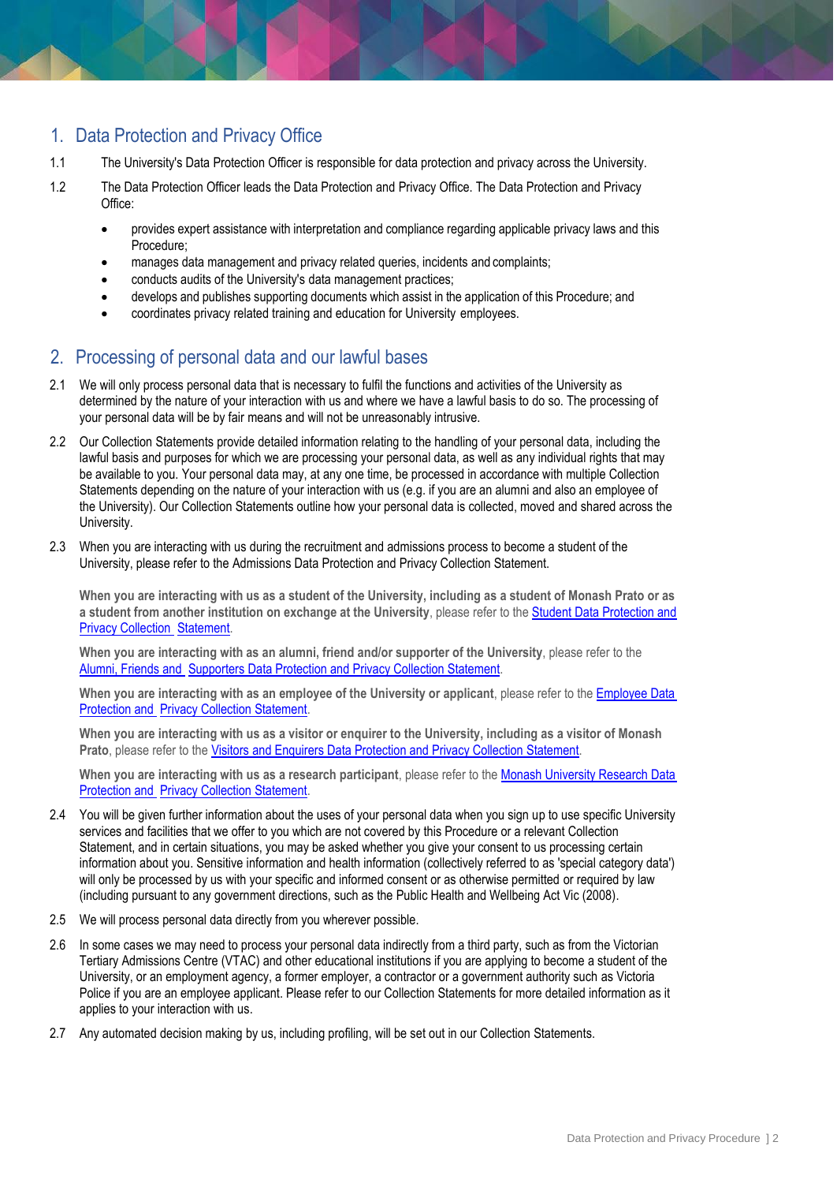## 1. Data Protection and Privacy Office

1.1 The University's Data Protection Officer is responsible for data protection and privacy across the University.

1.2 The Data Protection Officer leads the Data Protection and Privacy Office. The Data Protection and Privacy Office:

- provides expert assistance with interpretation and compliance regarding applicable privacy laws and this Procedure;
- manages data management and privacy related queries, incidents and complaints;
- conducts audits of the University's data management practices;
- develops and publishes supporting documents which assist in the application of this Procedure; and
- coordinates privacy related training and education for University employees.

## 2. Processing of personal data and our lawful bases

2.1 We will only process personal data that is necessary to fulfil the functions and activities of the University as determined by the nature of your interaction with us and where we have a lawful basis to do so. The processing of your personal data will be by fair means and will not be unreasonably intrusive.

2.2 Our Collection Statements provide detailed information relating to the handling of your personal data, including the lawful basis and purposes for which we are processing your personal data, as well as any individual rights that may be available to you. Your personal data may, at any one time, be processed in accordance with multiple Collection Statements depending on the nature of your interaction with us (e.g. if you are an alumni and also an employee of the University). Our Collection Statements outline how your personal data is collected, moved and shared across the University.

2.3 When you are interacting with us during the recruitment and admissions process to become a student of the University, please refer to the Admissions Data Protection and Privacy Collection Statement.

**When you are interacting with us as a student of the University, including as a student of Monash Prato or as a student from another institution on exchange at the University**, please refer to the Student Data Protection and Privacy Collection Statement.

**When you are interacting with as an alumni, friend and/or supporter of the University**, please refer to the Alumni, Friends and Supporters Data Protection and Privacy Collection Statement.

**When you are interacting with as an employee of the University or applicant**, please refer to the Employee Data Protection and Privacy Collection Statement.

**When you are interacting with us as a visitor or enquirer to the University, including as a visitor of Monash Prato**, please refer to the Visitors and Enquirers Data Protection and Privacy Collection Statement.

**When you are interacting with us as a research participant**, please refer to the Monash University Research Data Protection and Privacy Collection Statement.

2.4 You will be given further information about the uses of your personal data when you sign up to use specific University services and facilities that we offer to you which are not covered by this Procedure or a relevant Collection Statement, and in certain situations, you may be asked whether you give your consent to us processing certain information about you. Sensitive information and health information (collectively referred to as 'special category data') will only be processed by us with your specific and informed consent or as otherwise permitted or required by law (including pursuant to any government directions, such as the Public Health and Wellbeing Act Vic (2008).

2.5 We will process personal data directly from you wherever possible.

2.6 In some cases we may need to process your personal data indirectly from a third party, such as from the Victorian Tertiary Admissions Centre (VTAC) and other educational institutions if you are applying to become a student of the University, or an employment agency, a former employer, a contractor or a government authority such as Victoria Police if you are an employee applicant. Please refer to our Collection Statements for more detailed information as it applies to your interaction with us.

2.7 Any automated decision making by us, including profiling, will be set out in our Collection Statements.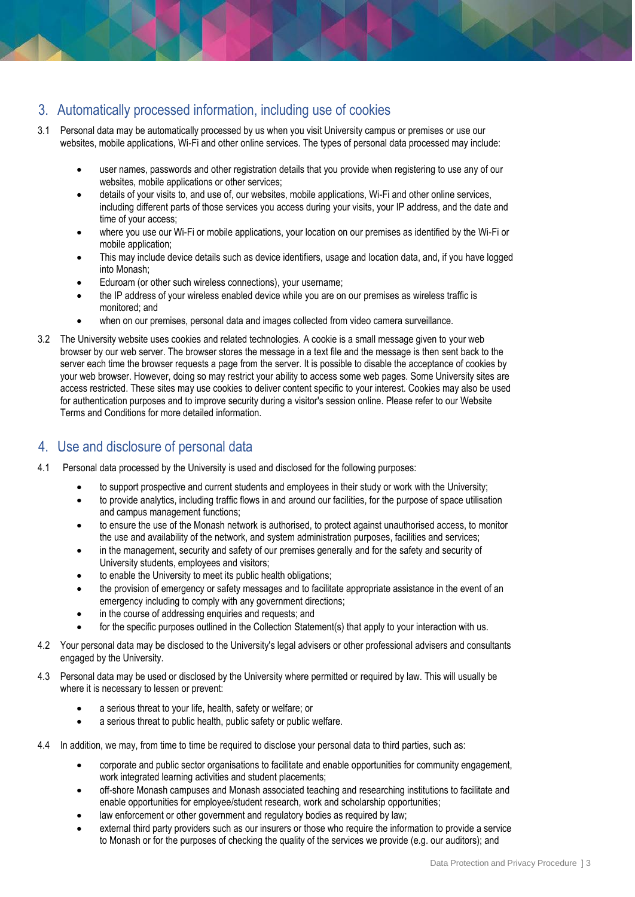## 3. Automatically processed information, including use of cookies

3.1 Personal data may be automatically processed by us when you visit University campus or premises or use our websites, mobile applications, Wi-Fi and other online services. The types of personal data processed may include:

- user names, passwords and other registration details that you provide when registering to use any of our websites, mobile applications or other services;
- details of your visits to, and use of, our websites, mobile applications, Wi-Fi and other online services, including different parts of those services you access during your visits, your IP address, and the date and time of your access;
- where you use our Wi-Fi or mobile applications, your location on our premises as identified by the Wi-Fi or mobile application;
- This may include device details such as device identifiers, usage and location data, and, if you have logged into Monash;
- Eduroam (or other such wireless connections), your username;
- the IP address of your wireless enabled device while you are on our premises as wireless traffic is monitored; and
- when on our premises, personal data and images collected from video camera surveillance.

3.2 The University website uses cookies and related technologies. A cookie is a small message given to your web browser by our web server. The browser stores the message in a text file and the message is then sent back to the server each time the browser requests a page from the server. It is possible to disable the acceptance of cookies by your web browser. However, doing so may restrict your ability to access some web pages. Some University sites are access restricted. These sites may use cookies to deliver content specific to your interest. Cookies may also be used for authentication purposes and to improve security during a visitor's session online. Please refer to our Website Terms and Conditions for more detailed information.

## 4. Use and disclosure of personal data

4.1 Personal data processed by the University is used and disclosed for the following purposes:

- to support prospective and current students and employees in their study or work with the University;
- to provide analytics, including traffic flows in and around our facilities, for the purpose of space utilisation and campus management functions;
- to ensure the use of the Monash network is authorised, to protect against unauthorised access, to monitor the use and availability of the network, and system administration purposes, facilities and services;
- in the management, security and safety of our premises generally and for the safety and security of University students, employees and visitors;
- to enable the University to meet its public health obligations;
- the provision of emergency or safety messages and to facilitate appropriate assistance in the event of an emergency including to comply with any government directions;
- in the course of addressing enquiries and requests; and
- for the specific purposes outlined in the Collection Statement(s) that apply to your interaction with us.

4.2 Your personal data may be disclosed to the University's legal advisers or other professional advisers and consultants engaged by the University.

4.3 Personal data may be used or disclosed by the University where permitted or required by law. This will usually be where it is necessary to lessen or prevent:

- a serious threat to your life, health, safety or welfare; or
- a serious threat to public health, public safety or public welfare.

4.4 In addition, we may, from time to time be required to disclose your personal data to third parties, such as:

- corporate and public sector organisations to facilitate and enable opportunities for community engagement, work integrated learning activities and student placements;
- off-shore Monash campuses and Monash associated teaching and researching institutions to facilitate and enable opportunities for employee/student research, work and scholarship opportunities;
- law enforcement or other government and regulatory bodies as required by law;
- external third party providers such as our insurers or those who require the information to provide a service to Monash or for the purposes of checking the quality of the services we provide (e.g. our auditors); and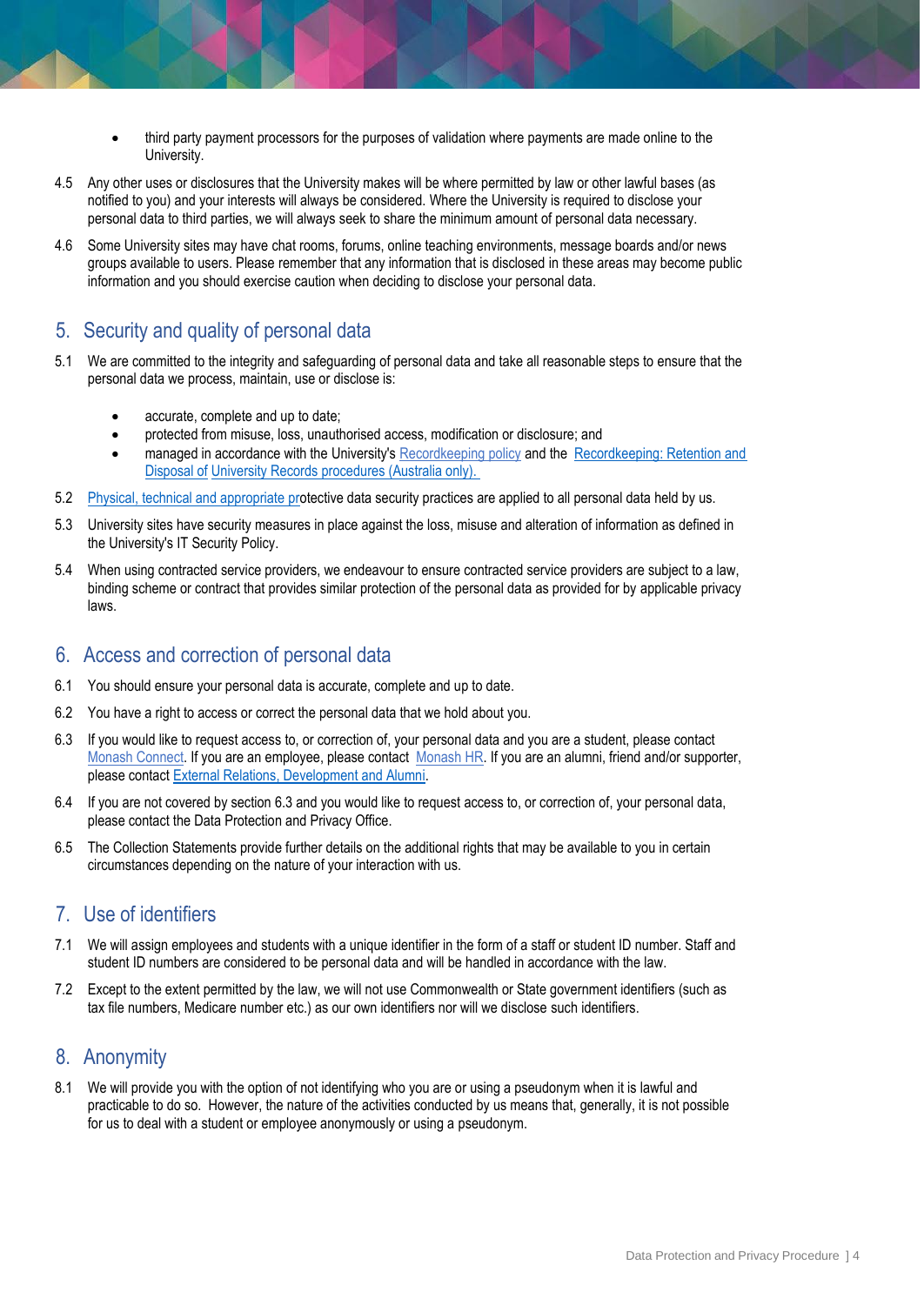- third party payment processors for the purposes of validation where payments are made online to the University.

4.5 Any other uses or disclosures that the University makes will be where permitted by law or other lawful bases (as notified to you) and your interests will always be considered. Where the University is required to disclose your personal data to third parties, we will always seek to share the minimum amount of personal data necessary.

4.6 Some University sites may have chat rooms, forums, online teaching environments, message boards and/or news groups available to users. Please remember that any information that is disclosed in these areas may become public information and you should exercise caution when deciding to disclose your personal data.

## 5. Security and quality of personal data

5.1 We are committed to the integrity and safeguarding of personal data and take all reasonable steps to ensure that the personal data we process, maintain, use or disclose is:

- accurate, complete and up to date;
- protected from misuse, loss, unauthorised access, modification or disclosure; and
- managed in accordance with the University's Recordkeeping policy and the Recordkeeping: Retention and Disposal of University Records procedures (Australia only).

5.2 Physical, technical and appropriate protective data security practices are applied to all personal data held by us.

5.3 University sites have security measures in place against the loss, misuse and alteration of information as defined in the University's IT Security Policy.

5.4 When using contracted service providers, we endeavour to ensure contracted service providers are subject to a law, binding scheme or contract that provides similar protection of the personal data as provided for by applicable privacy laws.

## 6. Access and correction of personal data

6.1 You should ensure your personal data is accurate, complete and up to date.

6.2 You have a right to access or correct the personal data that we hold about you.

6.3 If you would like to request access to, or correction of, your personal data and you are a student, please contact Monash Connect. If you are an employee, please contact Monash HR. If you are an alumni, friend and/or supporter, please contact External Relations, Development and Alumni.

6.4 If you are not covered by section 6.3 and you would like to request access to, or correction of, your personal data, please contact the Data Protection and Privacy Office.

6.5 The Collection Statements provide further details on the additional rights that may be available to you in certain circumstances depending on the nature of your interaction with us.

## 7. Use of identifiers

7.1 We will assign employees and students with a unique identifier in the form of a staff or student ID number. Staff and student ID numbers are considered to be personal data and will be handled in accordance with the law.

7.2 Except to the extent permitted by the law, we will not use Commonwealth or State government identifiers (such as tax file numbers, Medicare number etc.) as our own identifiers nor will we disclose such identifiers.

## 8. Anonymity

8.1 We will provide you with the option of not identifying who you are or using a pseudonym when it is lawful and practicable to do so. However, the nature of the activities conducted by us means that, generally, it is not possible for us to deal with a student or employee anonymously or using a pseudonym.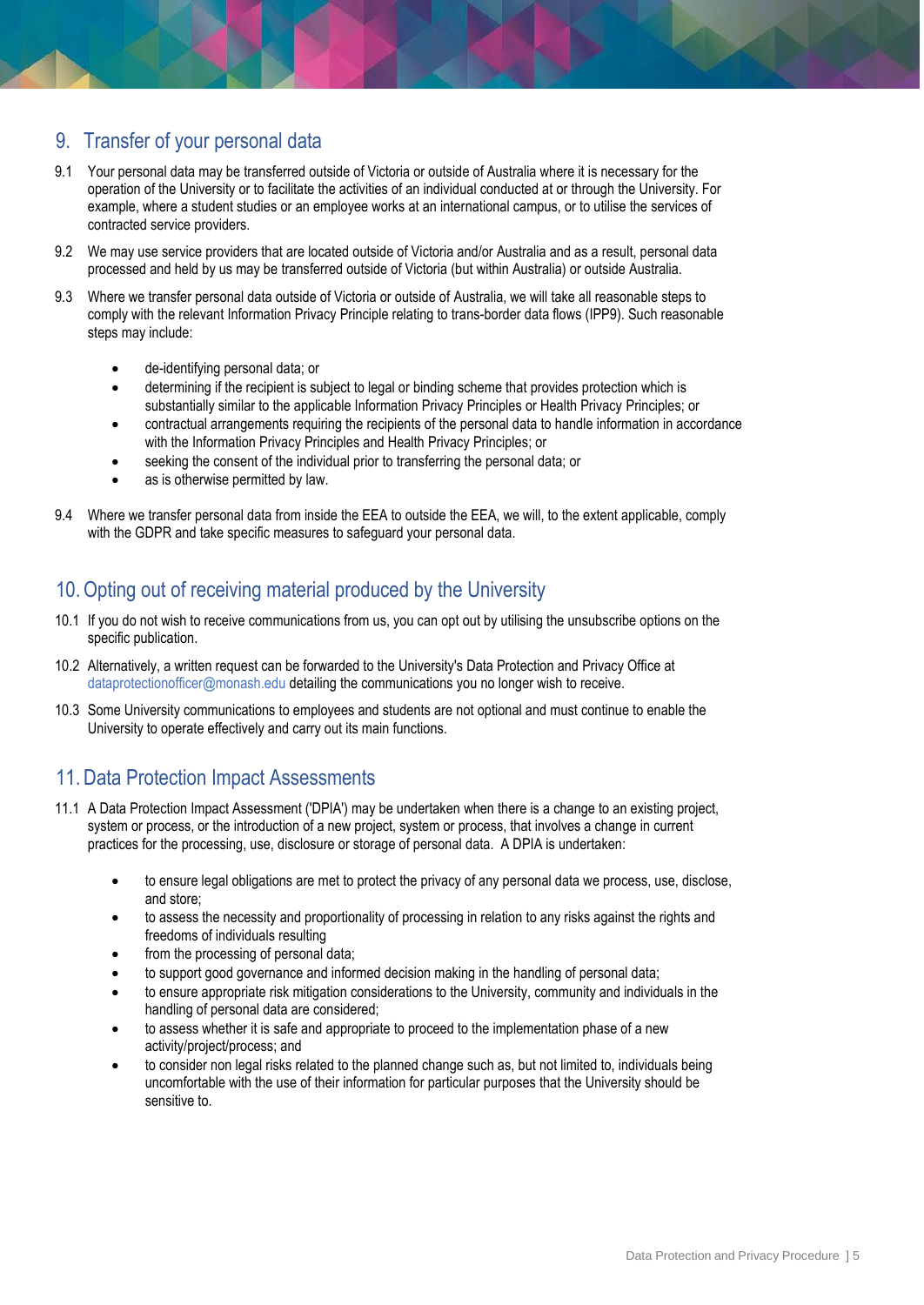## 9. Transfer of your personal data

9.1 Your personal data may be transferred outside of Victoria or outside of Australia where it is necessary for the operation of the University or to facilitate the activities of an individual conducted at or through the University. For example, where a student studies or an employee works at an international campus, or to utilise the services of contracted service providers.

9.2 We may use service providers that are located outside of Victoria and/or Australia and as a result, personal data processed and held by us may be transferred outside of Victoria (but within Australia) or outside Australia.

9.3 Where we transfer personal data outside of Victoria or outside of Australia, we will take all reasonable steps to comply with the relevant Information Privacy Principle relating to trans-border data flows (IPP9). Such reasonable steps may include:

- de-identifying personal data; or
- determining if the recipient is subject to legal or binding scheme that provides protection which is substantially similar to the applicable Information Privacy Principles or Health Privacy Principles; or
- contractual arrangements requiring the recipients of the personal data to handle information in accordance with the Information Privacy Principles and Health Privacy Principles; or
- seeking the consent of the individual prior to transferring the personal data; or
- as is otherwise permitted by law.

9.4 Where we transfer personal data from inside the EEA to outside the EEA, we will, to the extent applicable, comply with the GDPR and take specific measures to safeguard your personal data.

## 10. Opting out of receiving material produced by the University

10.1 If you do not wish to receive communications from us, you can opt out by utilising the unsubscribe options on the specific publication.

10.2 Alternatively, a written request can be forwarded to the University's Data Protection and Privacy Office at dataprotectionofficer@monash.edu detailing the communications you no longer wish to receive.

10.3 Some University communications to employees and students are not optional and must continue to enable the University to operate effectively and carry out its main functions.

## 11. Data Protection Impact Assessments

11.1 A Data Protection Impact Assessment ('DPIA') may be undertaken when there is a change to an existing project, system or process, or the introduction of a new project, system or process, that involves a change in current practices for the processing, use, disclosure or storage of personal data. A DPIA is undertaken:

- to ensure legal obligations are met to protect the privacy of any personal data we process, use, disclose, and store;
- to assess the necessity and proportionality of processing in relation to any risks against the rights and freedoms of individuals resulting
- from the processing of personal data;
- to support good governance and informed decision making in the handling of personal data;
- to ensure appropriate risk mitigation considerations to the University, community and individuals in the handling of personal data are considered;
- to assess whether it is safe and appropriate to proceed to the implementation phase of a new activity/project/process; and
- to consider non legal risks related to the planned change such as, but not limited to, individuals being uncomfortable with the use of their information for particular purposes that the University should be sensitive to.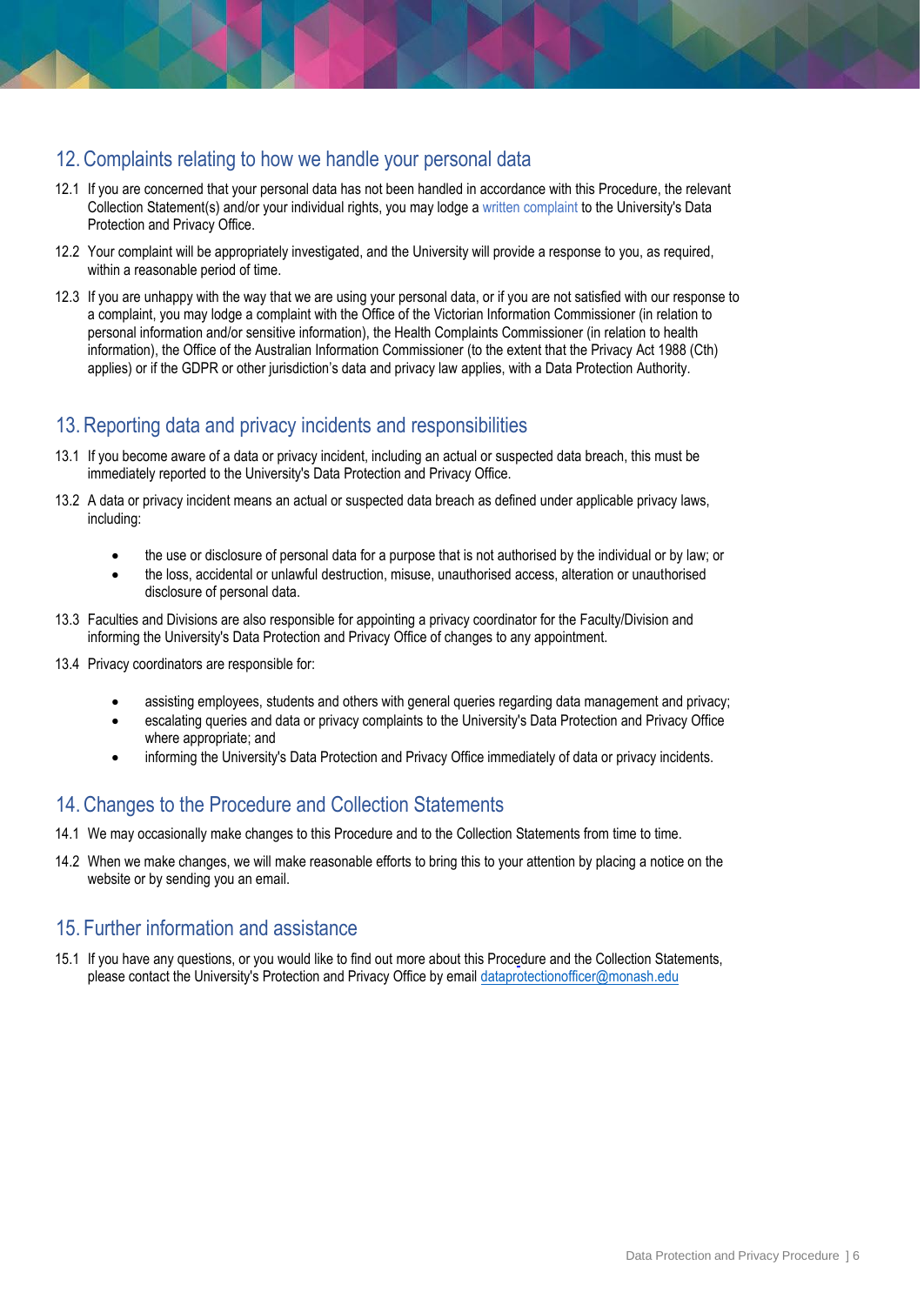## 12. Complaints relating to how we handle your personal data

12.1 If you are concerned that your personal data has not been handled in accordance with this Procedure, the relevant Collection Statement(s) and/or your individual rights, you may lodge a written complaint to the University's Data Protection and Privacy Office.

12.2 Your complaint will be appropriately investigated, and the University will provide a response to you, as required, within a reasonable period of time.

12.3 If you are unhappy with the way that we are using your personal data, or if you are not satisfied with our response to a complaint, you may lodge a complaint with the Office of the Victorian Information Commissioner (in relation to personal information and/or sensitive information), the Health Complaints Commissioner (in relation to health information), the Office of the Australian Information Commissioner (to the extent that the Privacy Act 1988 (Cth) applies) or if the GDPR or other jurisdiction's data and privacy law applies, with a Data Protection Authority.

## 13. Reporting data and privacy incidents and responsibilities

13.1 If you become aware of a data or privacy incident, including an actual or suspected data breach, this must be immediately reported to the University's Data Protection and Privacy Office.

13.2 A data or privacy incident means an actual or suspected data breach as defined under applicable privacy laws, including:

- the use or disclosure of personal data for a purpose that is not authorised by the individual or by law; or
- the loss, accidental or unlawful destruction, misuse, unauthorised access, alteration or unauthorised disclosure of personal data.

13.3 Faculties and Divisions are also responsible for appointing a privacy coordinator for the Faculty/Division and informing the University's Data Protection and Privacy Office of changes to any appointment.

13.4 Privacy coordinators are responsible for:

- assisting employees, students and others with general queries regarding data management and privacy;
- escalating queries and data or privacy complaints to the University's Data Protection and Privacy Office where appropriate; and
- informing the University's Data Protection and Privacy Office immediately of data or privacy incidents.

## 14. Changes to the Procedure and Collection Statements

14.1 We may occasionally make changes to this Procedure and to the Collection Statements from time to time.

14.2 When we make changes, we will make reasonable efforts to bring this to your attention by placing a notice on the website or by sending you an email.

## 15. Further information and assistance

15.1 If you have any questions, or you would like to find out more about this Procedure and the Collection Statements, please contact the University's Protection and Privacy Office by email dataprotectionofficer@monash.edu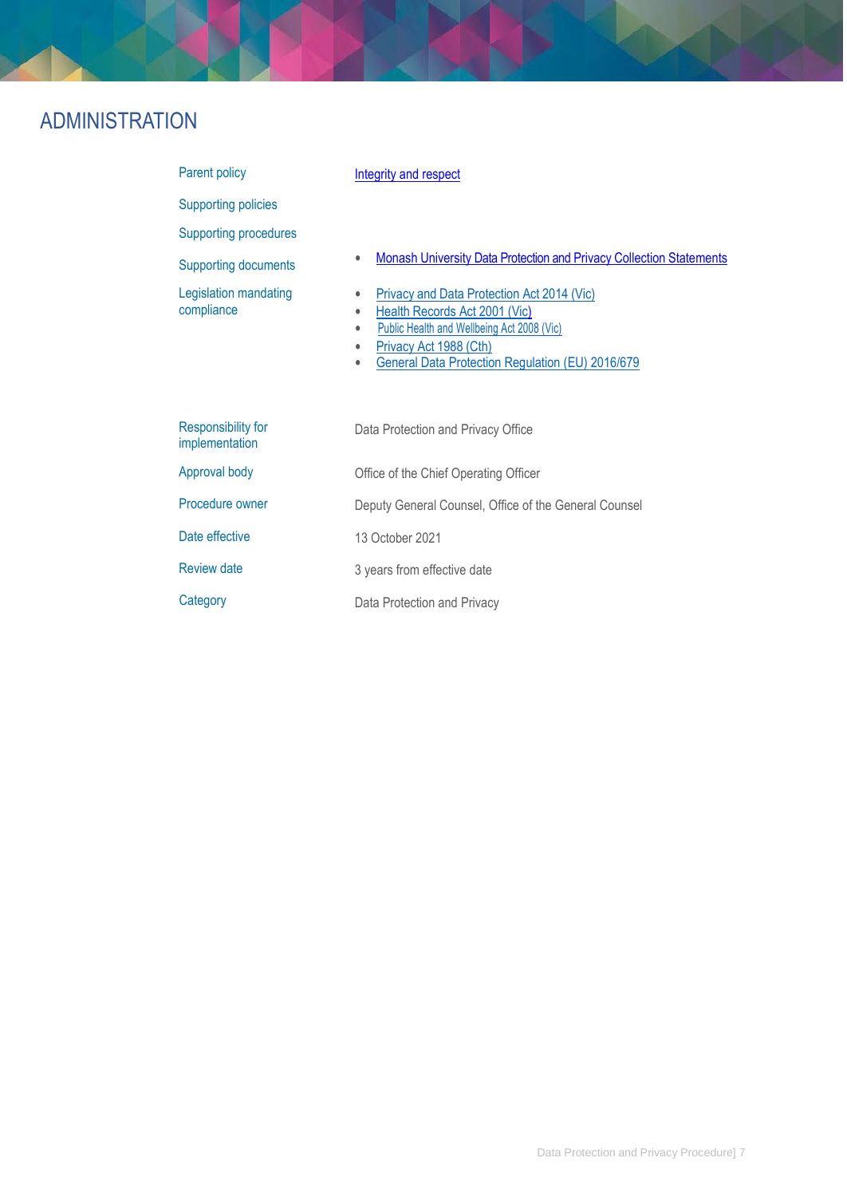# ADMINISTRATION

| | |
|---|---|
| Parent policy | Integrity and respect |
| Supporting policies | |
| Supporting procedures | |
| Supporting documents | • Monash University Data Protection and Privacy Collection Statements |
| Legislation mandating compliance | • Privacy and Data Protection Act 2014 (Vic)<br>• Health Records Act 2001 (Vic)<br>• Public Health and Wellbeing Act 2008 (Vic)<br>• Privacy Act 1988 (Cth)<br>• General Data Protection Regulation (EU) 2016/679 |
| Responsibility for implementation | Data Protection and Privacy Office |
| Approval body | Office of the Chief Operating Officer |
| Procedure owner | Deputy General Counsel, Office of the General Counsel |
| Date effective | 13 October 2021 |
| Review date | 3 years from effective date |
| Category | Data Protection and Privacy |